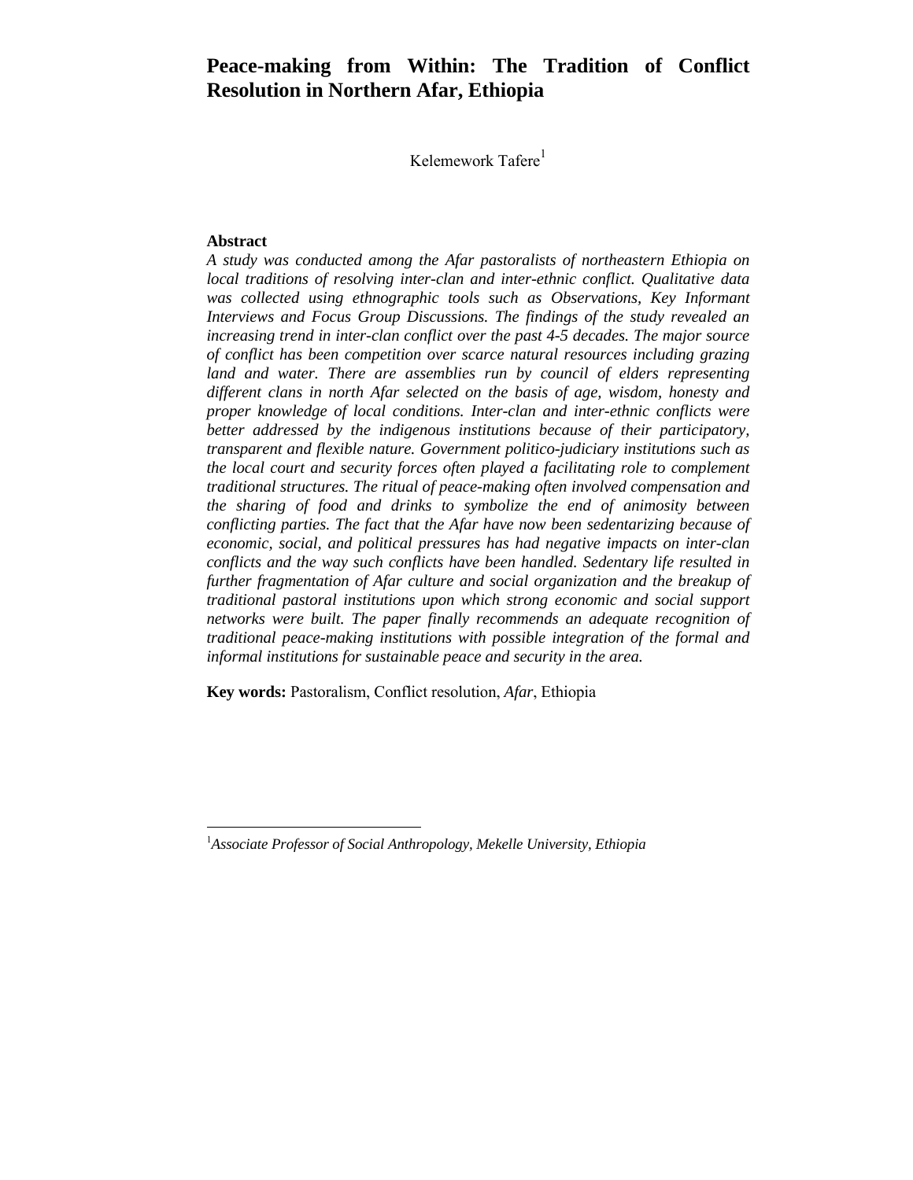# Peace-making from Within: The Tradition of Conflict Resolution in Northern Afar, Ethiopia

Kelemework Tafere[1]

## Abstract

*A study was conducted among the Afar pastoralists of northeastern Ethiopia on local traditions of resolving inter-clan and inter-ethnic conflict. Qualitative data was collected using ethnographic tools such as Observations, Key Informant Interviews and Focus Group Discussions. The findings of the study revealed an increasing trend in inter-clan conflict over the past 4-5 decades. The major source of conflict has been competition over scarce natural resources including grazing land and water. There are assemblies run by council of elders representing different clans in north Afar selected on the basis of age, wisdom, honesty and proper knowledge of local conditions. Inter-clan and inter-ethnic conflicts were better addressed by the indigenous institutions because of their participatory, transparent and flexible nature. Government politico-judiciary institutions such as the local court and security forces often played a facilitating role to complement traditional structures. The ritual of peace-making often involved compensation and the sharing of food and drinks to symbolize the end of animosity between conflicting parties. The fact that the Afar have now been sedentarizing because of economic, social, and political pressures has had negative impacts on inter-clan conflicts and the way such conflicts have been handled. Sedentary life resulted in further fragmentation of Afar culture and social organization and the breakup of traditional pastoral institutions upon which strong economic and social support networks were built. The paper finally recommends an adequate recognition of traditional peace-making institutions with possible integration of the formal and informal institutions for sustainable peace and security in the area.*

**Key words:** Pastoralism, Conflict resolution, *Afar*, Ethiopia

---

[1] *Associate Professor of Social Anthropology, Mekelle University, Ethiopia*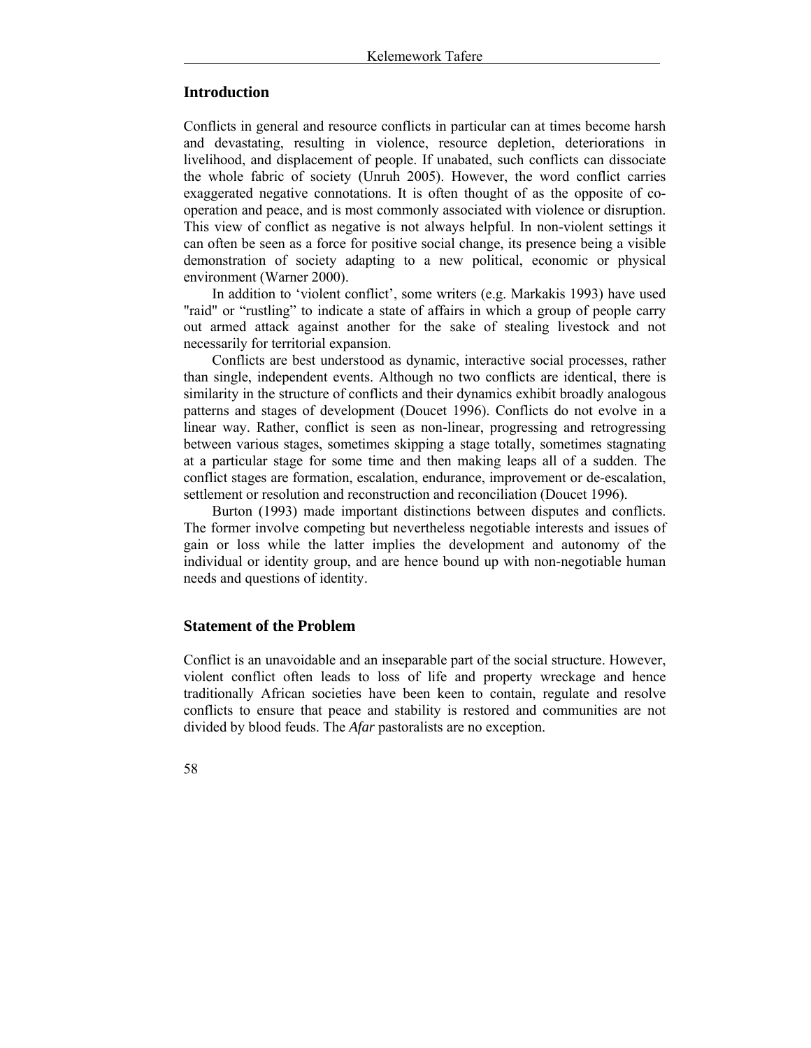## Introduction

Conflicts in general and resource conflicts in particular can at times become harsh and devastating, resulting in violence, resource depletion, deteriorations in livelihood, and displacement of people. If unabated, such conflicts can dissociate the whole fabric of society (Unruh 2005). However, the word conflict carries exaggerated negative connotations. It is often thought of as the opposite of co-operation and peace, and is most commonly associated with violence or disruption. This view of conflict as negative is not always helpful. In non-violent settings it can often be seen as a force for positive social change, its presence being a visible demonstration of society adapting to a new political, economic or physical environment (Warner 2000).

In addition to 'violent conflict', some writers (e.g. Markakis 1993) have used "raid" or "rustling" to indicate a state of affairs in which a group of people carry out armed attack against another for the sake of stealing livestock and not necessarily for territorial expansion.

Conflicts are best understood as dynamic, interactive social processes, rather than single, independent events. Although no two conflicts are identical, there is similarity in the structure of conflicts and their dynamics exhibit broadly analogous patterns and stages of development (Doucet 1996). Conflicts do not evolve in a linear way. Rather, conflict is seen as non-linear, progressing and retrogressing between various stages, sometimes skipping a stage totally, sometimes stagnating at a particular stage for some time and then making leaps all of a sudden. The conflict stages are formation, escalation, endurance, improvement or de-escalation, settlement or resolution and reconstruction and reconciliation (Doucet 1996).

Burton (1993) made important distinctions between disputes and conflicts. The former involve competing but nevertheless negotiable interests and issues of gain or loss while the latter implies the development and autonomy of the individual or identity group, and are hence bound up with non-negotiable human needs and questions of identity.

## Statement of the Problem

Conflict is an unavoidable and an inseparable part of the social structure. However, violent conflict often leads to loss of life and property wreckage and hence traditionally African societies have been keen to contain, regulate and resolve conflicts to ensure that peace and stability is restored and communities are not divided by blood feuds. The *Afar* pastoralists are no exception.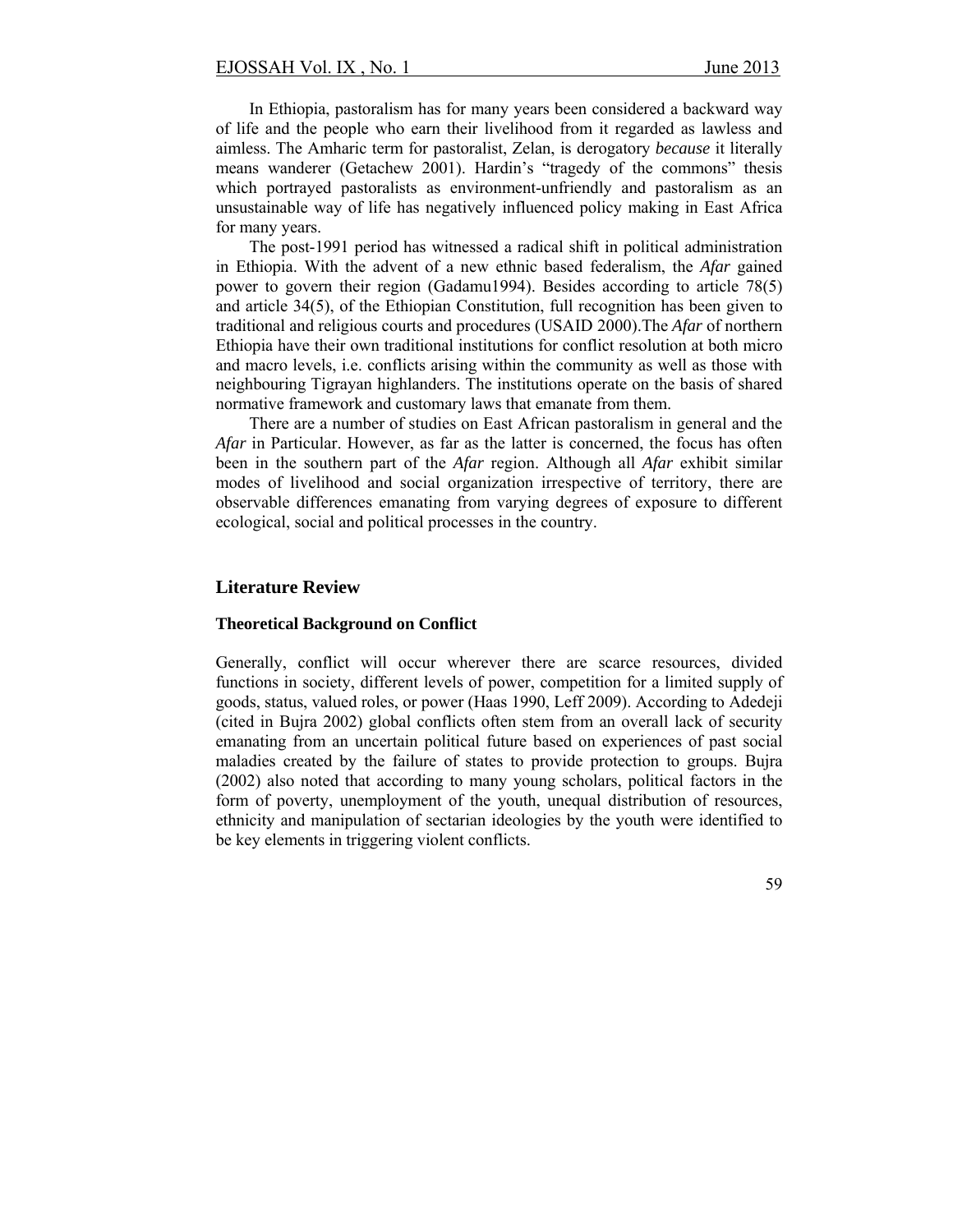In Ethiopia, pastoralism has for many years been considered a backward way of life and the people who earn their livelihood from it regarded as lawless and aimless. The Amharic term for pastoralist, Zelan, is derogatory *because* it literally means wanderer (Getachew 2001). Hardin's "tragedy of the commons" thesis which portrayed pastoralists as environment-unfriendly and pastoralism as an unsustainable way of life has negatively influenced policy making in East Africa for many years.

The post-1991 period has witnessed a radical shift in political administration in Ethiopia. With the advent of a new ethnic based federalism, the *Afar* gained power to govern their region (Gadamu1994). Besides according to article 78(5) and article 34(5), of the Ethiopian Constitution, full recognition has been given to traditional and religious courts and procedures (USAID 2000).The *Afar* of northern Ethiopia have their own traditional institutions for conflict resolution at both micro and macro levels, i.e. conflicts arising within the community as well as those with neighbouring Tigrayan highlanders. The institutions operate on the basis of shared normative framework and customary laws that emanate from them.

There are a number of studies on East African pastoralism in general and the *Afar* in Particular. However, as far as the latter is concerned, the focus has often been in the southern part of the *Afar* region. Although all *Afar* exhibit similar modes of livelihood and social organization irrespective of territory, there are observable differences emanating from varying degrees of exposure to different ecological, social and political processes in the country.

## Literature Review

### Theoretical Background on Conflict

Generally, conflict will occur wherever there are scarce resources, divided functions in society, different levels of power, competition for a limited supply of goods, status, valued roles, or power (Haas 1990, Leff 2009). According to Adedeji (cited in Bujra 2002) global conflicts often stem from an overall lack of security emanating from an uncertain political future based on experiences of past social maladies created by the failure of states to provide protection to groups. Bujra (2002) also noted that according to many young scholars, political factors in the form of poverty, unemployment of the youth, unequal distribution of resources, ethnicity and manipulation of sectarian ideologies by the youth were identified to be key elements in triggering violent conflicts.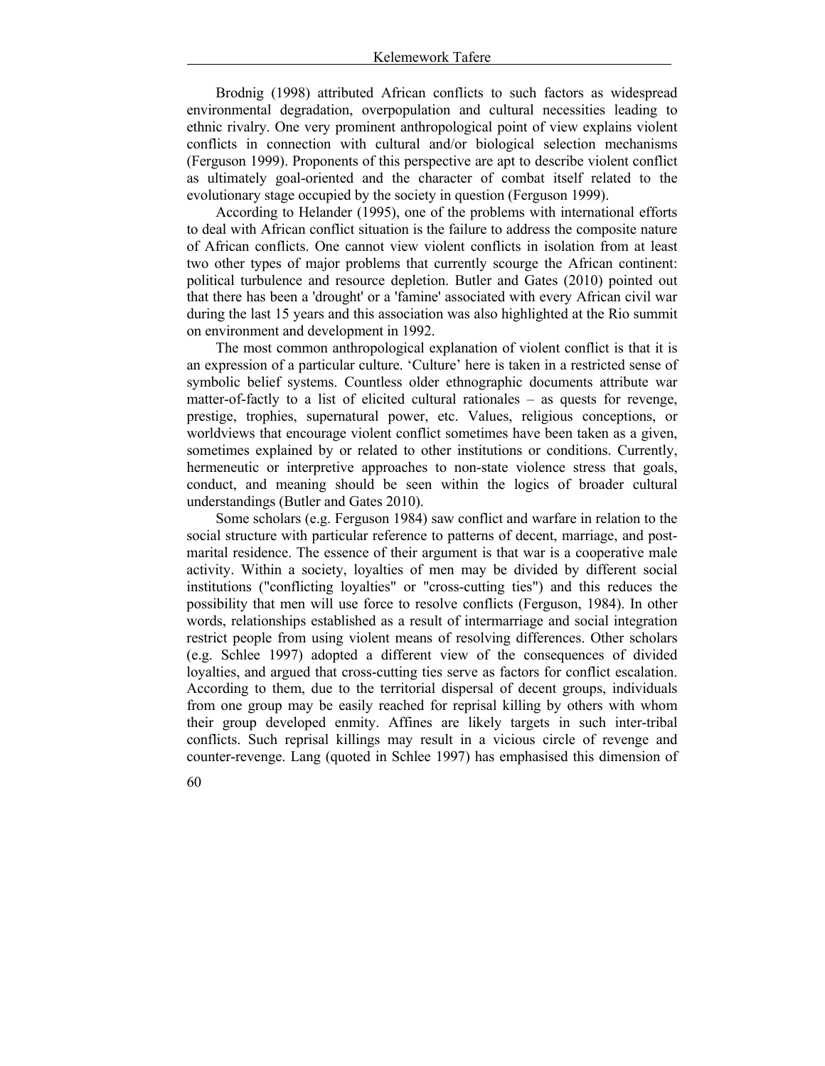Brodnig (1998) attributed African conflicts to such factors as widespread environmental degradation, overpopulation and cultural necessities leading to ethnic rivalry. One very prominent anthropological point of view explains violent conflicts in connection with cultural and/or biological selection mechanisms (Ferguson 1999). Proponents of this perspective are apt to describe violent conflict as ultimately goal-oriented and the character of combat itself related to the evolutionary stage occupied by the society in question (Ferguson 1999).

According to Helander (1995), one of the problems with international efforts to deal with African conflict situation is the failure to address the composite nature of African conflicts. One cannot view violent conflicts in isolation from at least two other types of major problems that currently scourge the African continent: political turbulence and resource depletion. Butler and Gates (2010) pointed out that there has been a 'drought' or a 'famine' associated with every African civil war during the last 15 years and this association was also highlighted at the Rio summit on environment and development in 1992.

The most common anthropological explanation of violent conflict is that it is an expression of a particular culture. 'Culture' here is taken in a restricted sense of symbolic belief systems. Countless older ethnographic documents attribute war matter-of-factly to a list of elicited cultural rationales – as quests for revenge, prestige, trophies, supernatural power, etc. Values, religious conceptions, or worldviews that encourage violent conflict sometimes have been taken as a given, sometimes explained by or related to other institutions or conditions. Currently, hermeneutic or interpretive approaches to non-state violence stress that goals, conduct, and meaning should be seen within the logics of broader cultural understandings (Butler and Gates 2010).

Some scholars (e.g. Ferguson 1984) saw conflict and warfare in relation to the social structure with particular reference to patterns of decent, marriage, and post-marital residence. The essence of their argument is that war is a cooperative male activity. Within a society, loyalties of men may be divided by different social institutions ("conflicting loyalties" or "cross-cutting ties") and this reduces the possibility that men will use force to resolve conflicts (Ferguson, 1984). In other words, relationships established as a result of intermarriage and social integration restrict people from using violent means of resolving differences. Other scholars (e.g. Schlee 1997) adopted a different view of the consequences of divided loyalties, and argued that cross-cutting ties serve as factors for conflict escalation. According to them, due to the territorial dispersal of decent groups, individuals from one group may be easily reached for reprisal killing by others with whom their group developed enmity. Affines are likely targets in such inter-tribal conflicts. Such reprisal killings may result in a vicious circle of revenge and counter-revenge. Lang (quoted in Schlee 1997) has emphasised this dimension of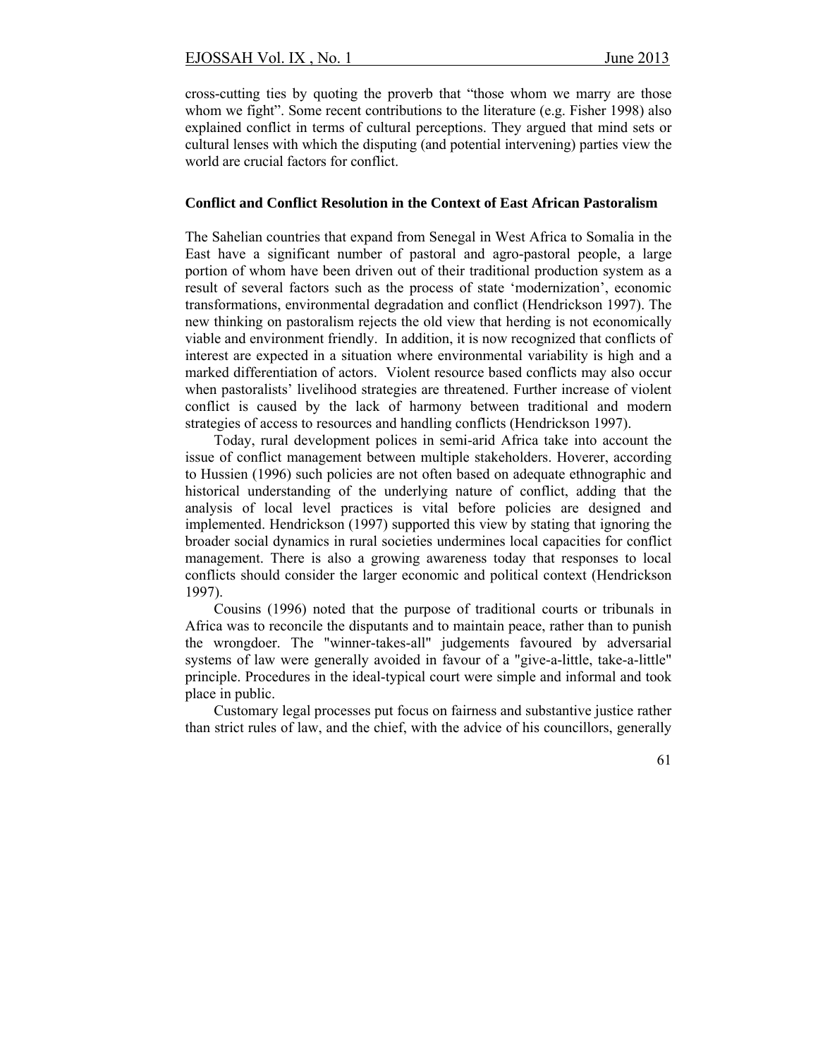cross-cutting ties by quoting the proverb that "those whom we marry are those whom we fight". Some recent contributions to the literature (e.g. Fisher 1998) also explained conflict in terms of cultural perceptions. They argued that mind sets or cultural lenses with which the disputing (and potential intervening) parties view the world are crucial factors for conflict.

### Conflict and Conflict Resolution in the Context of East African Pastoralism

The Sahelian countries that expand from Senegal in West Africa to Somalia in the East have a significant number of pastoral and agro-pastoral people, a large portion of whom have been driven out of their traditional production system as a result of several factors such as the process of state 'modernization', economic transformations, environmental degradation and conflict (Hendrickson 1997). The new thinking on pastoralism rejects the old view that herding is not economically viable and environment friendly. In addition, it is now recognized that conflicts of interest are expected in a situation where environmental variability is high and a marked differentiation of actors. Violent resource based conflicts may also occur when pastoralists' livelihood strategies are threatened. Further increase of violent conflict is caused by the lack of harmony between traditional and modern strategies of access to resources and handling conflicts (Hendrickson 1997).

Today, rural development polices in semi-arid Africa take into account the issue of conflict management between multiple stakeholders. Hoverer, according to Hussien (1996) such policies are not often based on adequate ethnographic and historical understanding of the underlying nature of conflict, adding that the analysis of local level practices is vital before policies are designed and implemented. Hendrickson (1997) supported this view by stating that ignoring the broader social dynamics in rural societies undermines local capacities for conflict management. There is also a growing awareness today that responses to local conflicts should consider the larger economic and political context (Hendrickson 1997).

Cousins (1996) noted that the purpose of traditional courts or tribunals in Africa was to reconcile the disputants and to maintain peace, rather than to punish the wrongdoer. The "winner-takes-all" judgements favoured by adversarial systems of law were generally avoided in favour of a "give-a-little, take-a-little" principle. Procedures in the ideal-typical court were simple and informal and took place in public.

Customary legal processes put focus on fairness and substantive justice rather than strict rules of law, and the chief, with the advice of his councillors, generally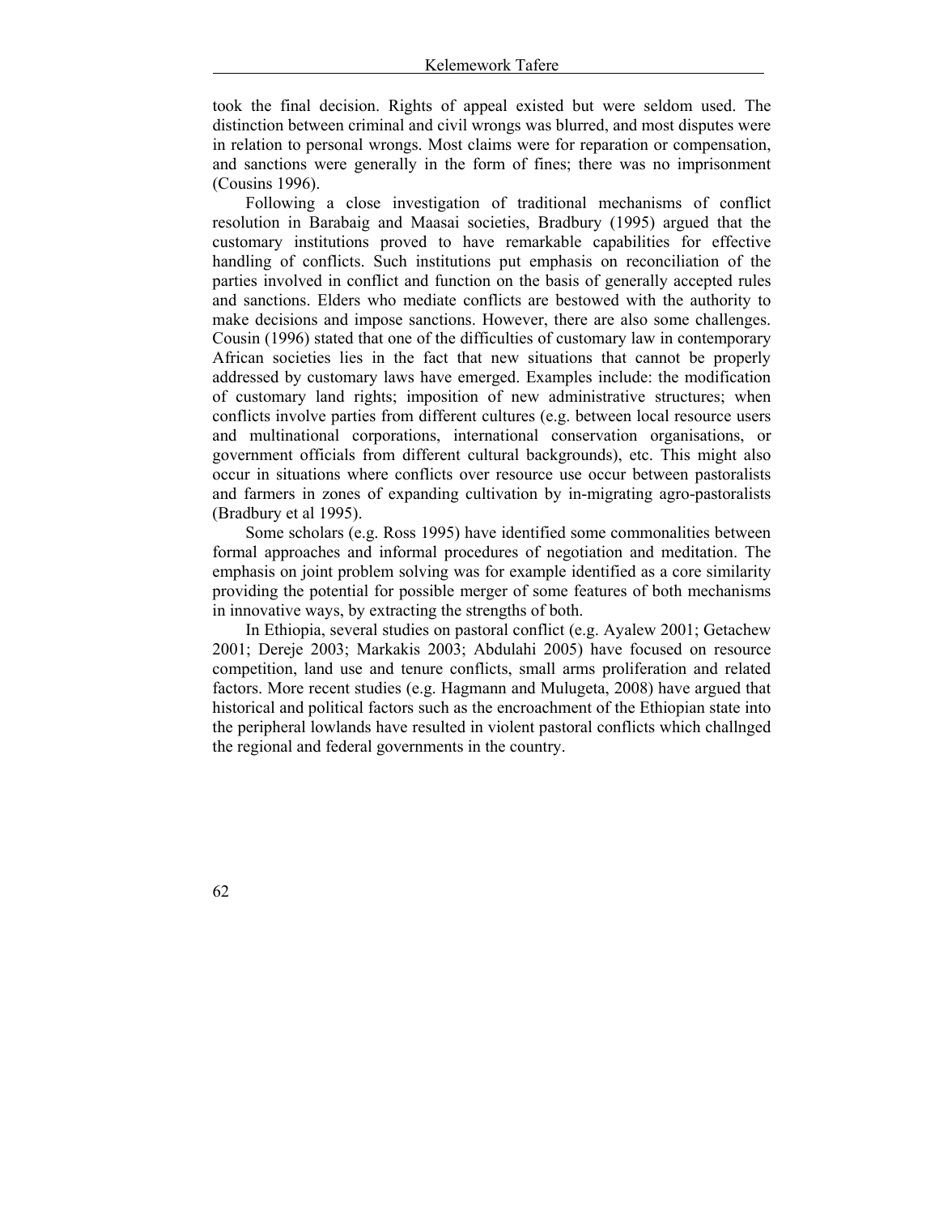took the final decision. Rights of appeal existed but were seldom used. The distinction between criminal and civil wrongs was blurred, and most disputes were in relation to personal wrongs. Most claims were for reparation or compensation, and sanctions were generally in the form of fines; there was no imprisonment (Cousins 1996).

Following a close investigation of traditional mechanisms of conflict resolution in Barabaig and Maasai societies, Bradbury (1995) argued that the customary institutions proved to have remarkable capabilities for effective handling of conflicts. Such institutions put emphasis on reconciliation of the parties involved in conflict and function on the basis of generally accepted rules and sanctions. Elders who mediate conflicts are bestowed with the authority to make decisions and impose sanctions. However, there are also some challenges. Cousin (1996) stated that one of the difficulties of customary law in contemporary African societies lies in the fact that new situations that cannot be properly addressed by customary laws have emerged. Examples include: the modification of customary land rights; imposition of new administrative structures; when conflicts involve parties from different cultures (e.g. between local resource users and multinational corporations, international conservation organisations, or government officials from different cultural backgrounds), etc. This might also occur in situations where conflicts over resource use occur between pastoralists and farmers in zones of expanding cultivation by in-migrating agro-pastoralists (Bradbury et al 1995).

Some scholars (e.g. Ross 1995) have identified some commonalities between formal approaches and informal procedures of negotiation and meditation. The emphasis on joint problem solving was for example identified as a core similarity providing the potential for possible merger of some features of both mechanisms in innovative ways, by extracting the strengths of both.

In Ethiopia, several studies on pastoral conflict (e.g. Ayalew 2001; Getachew 2001; Dereje 2003; Markakis 2003; Abdulahi 2005) have focused on resource competition, land use and tenure conflicts, small arms proliferation and related factors. More recent studies (e.g. Hagmann and Mulugeta, 2008) have argued that historical and political factors such as the encroachment of the Ethiopian state into the peripheral lowlands have resulted in violent pastoral conflicts which challnged the regional and federal governments in the country.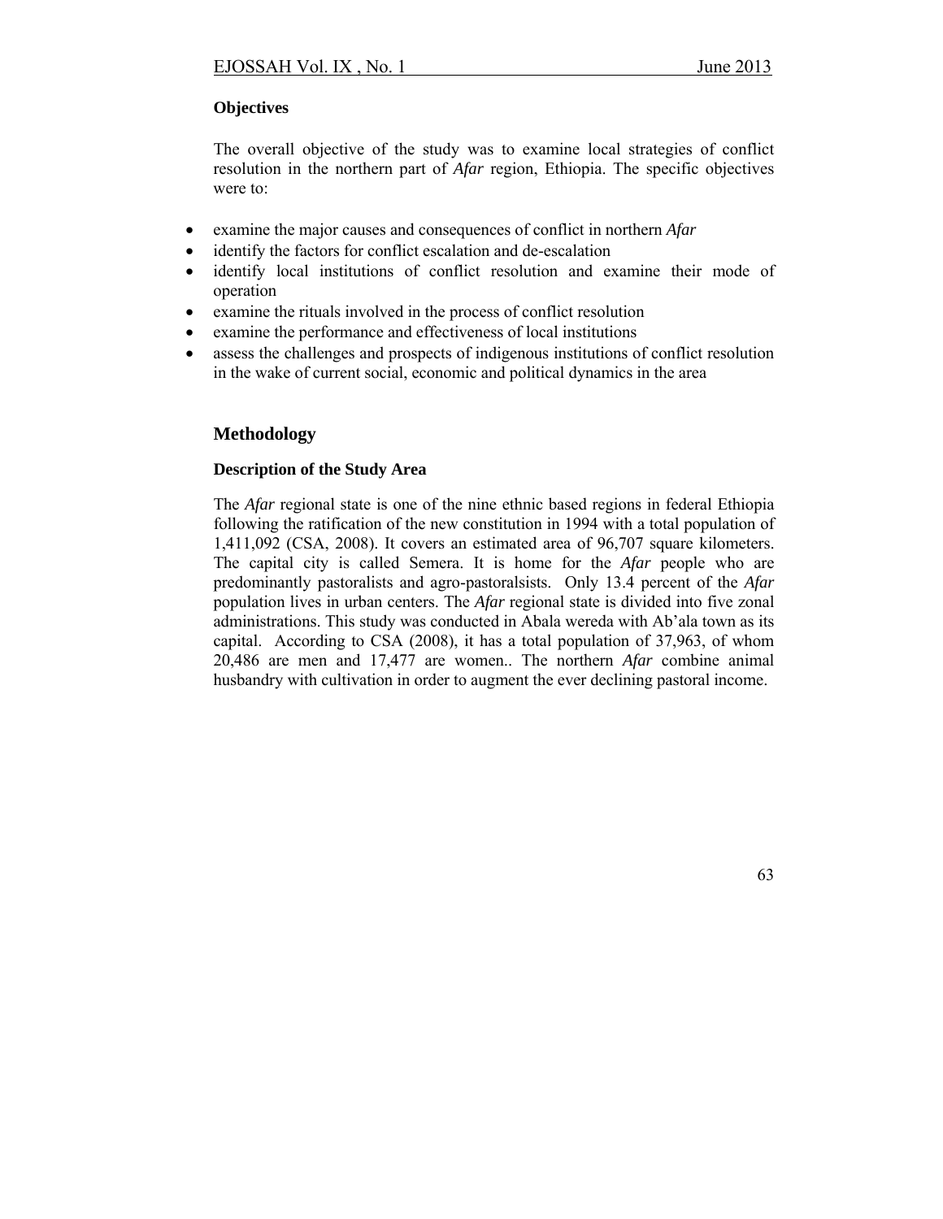### Objectives

The overall objective of the study was to examine local strategies of conflict resolution in the northern part of *Afar* region, Ethiopia. The specific objectives were to:

- examine the major causes and consequences of conflict in northern *Afar*
- identify the factors for conflict escalation and de-escalation
- identify local institutions of conflict resolution and examine their mode of operation
- examine the rituals involved in the process of conflict resolution
- examine the performance and effectiveness of local institutions
- assess the challenges and prospects of indigenous institutions of conflict resolution in the wake of current social, economic and political dynamics in the area

## Methodology

### Description of the Study Area

The *Afar* regional state is one of the nine ethnic based regions in federal Ethiopia following the ratification of the new constitution in 1994 with a total population of 1,411,092 (CSA, 2008). It covers an estimated area of 96,707 square kilometers. The capital city is called Semera. It is home for the *Afar* people who are predominantly pastoralists and agro-pastoralsists. Only 13.4 percent of the *Afar* population lives in urban centers. The *Afar* regional state is divided into five zonal administrations. This study was conducted in Abala wereda with Ab'ala town as its capital. According to CSA (2008), it has a total population of 37,963, of whom 20,486 are men and 17,477 are women.. The northern *Afar* combine animal husbandry with cultivation in order to augment the ever declining pastoral income.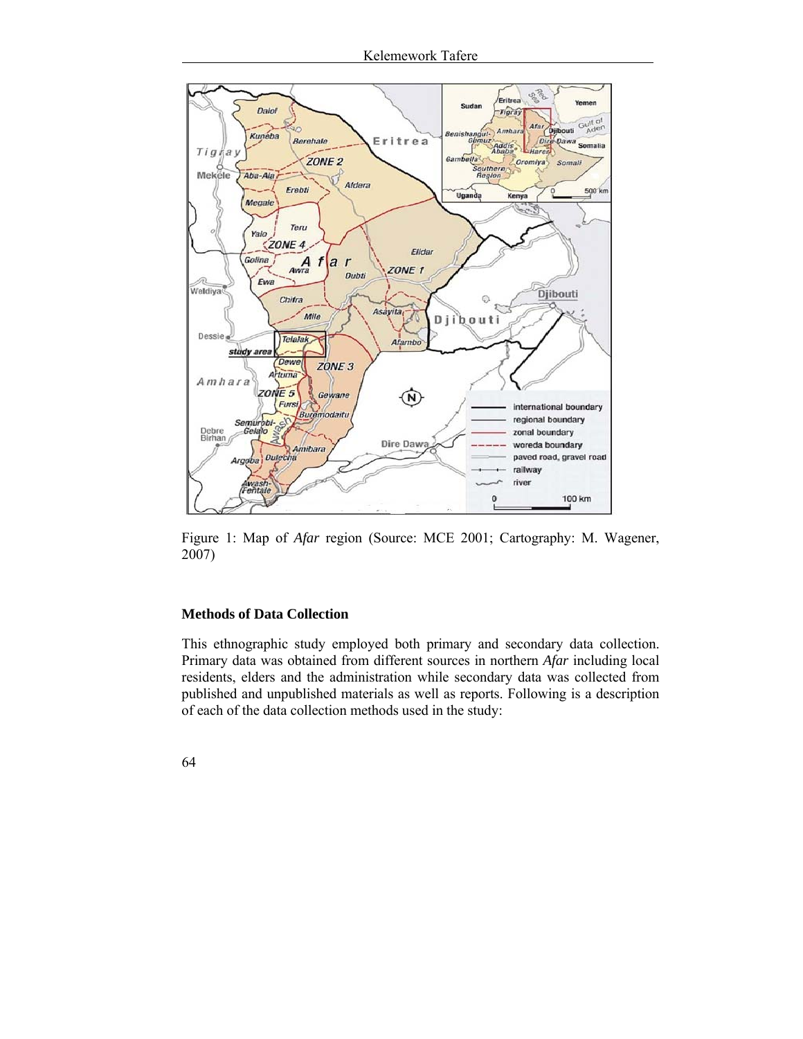Figure 1: Map of *Afar* region (Source: MCE 2001; Cartography: M. Wagener, 2007)

### Methods of Data Collection

This ethnographic study employed both primary and secondary data collection. Primary data was obtained from different sources in northern *Afar* including local residents, elders and the administration while secondary data was collected from published and unpublished materials as well as reports. Following is a description of each of the data collection methods used in the study: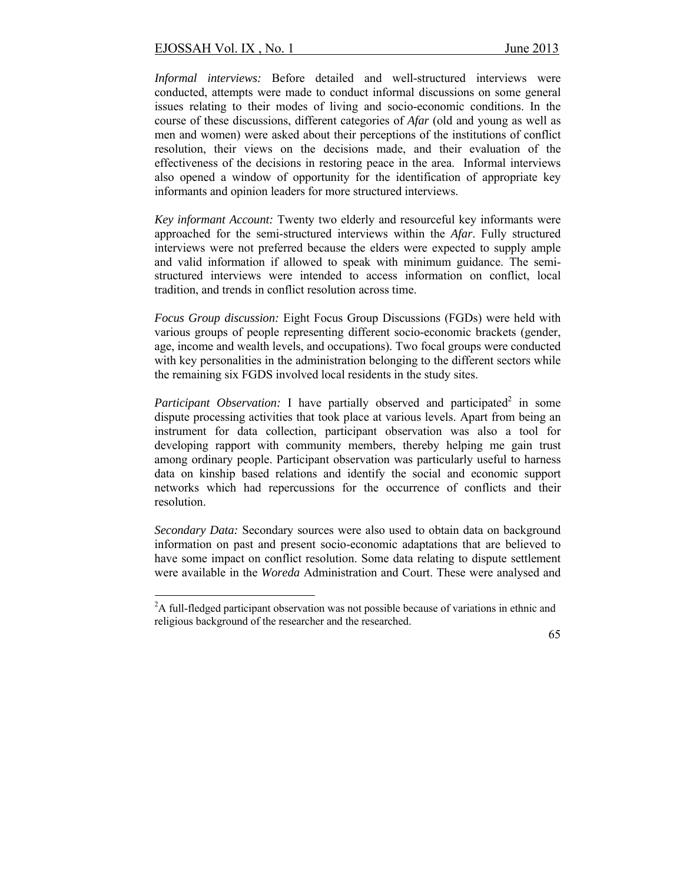*Informal interviews:* Before detailed and well-structured interviews were conducted, attempts were made to conduct informal discussions on some general issues relating to their modes of living and socio-economic conditions. In the course of these discussions, different categories of *Afar* (old and young as well as men and women) were asked about their perceptions of the institutions of conflict resolution, their views on the decisions made, and their evaluation of the effectiveness of the decisions in restoring peace in the area. Informal interviews also opened a window of opportunity for the identification of appropriate key informants and opinion leaders for more structured interviews.

*Key informant Account:* Twenty two elderly and resourceful key informants were approached for the semi-structured interviews within the *Afar*. Fully structured interviews were not preferred because the elders were expected to supply ample and valid information if allowed to speak with minimum guidance. The semi-structured interviews were intended to access information on conflict, local tradition, and trends in conflict resolution across time.

*Focus Group discussion:* Eight Focus Group Discussions (FGDs) were held with various groups of people representing different socio-economic brackets (gender, age, income and wealth levels, and occupations). Two focal groups were conducted with key personalities in the administration belonging to the different sectors while the remaining six FGDS involved local residents in the study sites.

*Participant Observation:* I have partially observed and participated[2] in some dispute processing activities that took place at various levels. Apart from being an instrument for data collection, participant observation was also a tool for developing rapport with community members, thereby helping me gain trust among ordinary people. Participant observation was particularly useful to harness data on kinship based relations and identify the social and economic support networks which had repercussions for the occurrence of conflicts and their resolution.

*Secondary Data:* Secondary sources were also used to obtain data on background information on past and present socio-economic adaptations that are believed to have some impact on conflict resolution. Some data relating to dispute settlement were available in the *Woreda* Administration and Court. These were analysed and

[2] A full-fledged participant observation was not possible because of variations in ethnic and religious background of the researcher and the researched.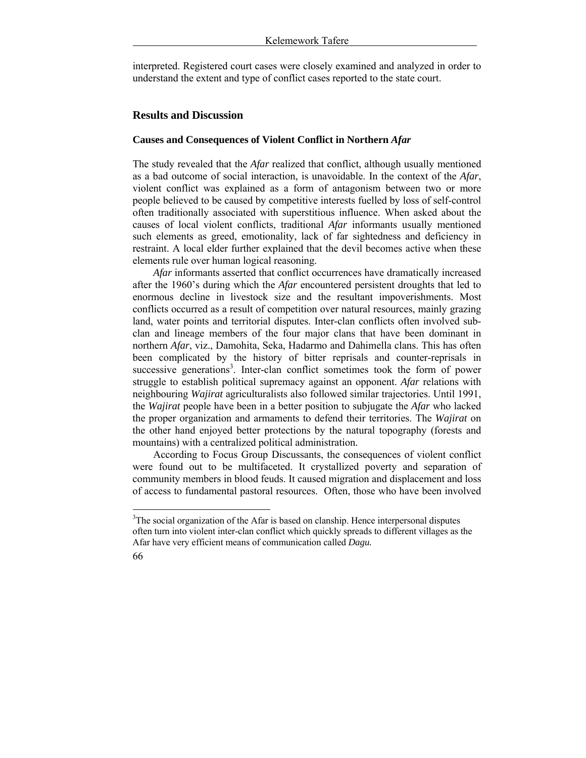interpreted. Registered court cases were closely examined and analyzed in order to understand the extent and type of conflict cases reported to the state court.

## Results and Discussion

### Causes and Consequences of Violent Conflict in Northern *Afar*

The study revealed that the *Afar* realized that conflict, although usually mentioned as a bad outcome of social interaction, is unavoidable. In the context of the *Afar*, violent conflict was explained as a form of antagonism between two or more people believed to be caused by competitive interests fuelled by loss of self-control often traditionally associated with superstitious influence. When asked about the causes of local violent conflicts, traditional *Afar* informants usually mentioned such elements as greed, emotionality, lack of far sightedness and deficiency in restraint. A local elder further explained that the devil becomes active when these elements rule over human logical reasoning.

*Afar* informants asserted that conflict occurrences have dramatically increased after the 1960's during which the *Afar* encountered persistent droughts that led to enormous decline in livestock size and the resultant impoverishments. Most conflicts occurred as a result of competition over natural resources, mainly grazing land, water points and territorial disputes. Inter-clan conflicts often involved sub-clan and lineage members of the four major clans that have been dominant in northern *Afar*, viz., Damohita, Seka, Hadarmo and Dahimella clans. This has often been complicated by the history of bitter reprisals and counter-reprisals in successive generations[3]. Inter-clan conflict sometimes took the form of power struggle to establish political supremacy against an opponent. *Afar* relations with neighbouring *Wajirat* agriculturalists also followed similar trajectories. Until 1991, the *Wajirat* people have been in a better position to subjugate the *Afar* who lacked the proper organization and armaments to defend their territories. The *Wajirat* on the other hand enjoyed better protections by the natural topography (forests and mountains) with a centralized political administration.

According to Focus Group Discussants, the consequences of violent conflict were found out to be multifaceted. It crystallized poverty and separation of community members in blood feuds. It caused migration and displacement and loss of access to fundamental pastoral resources. Often, those who have been involved

[3]The social organization of the Afar is based on clanship. Hence interpersonal disputes often turn into violent inter-clan conflict which quickly spreads to different villages as the Afar have very efficient means of communication called ***Dagu.***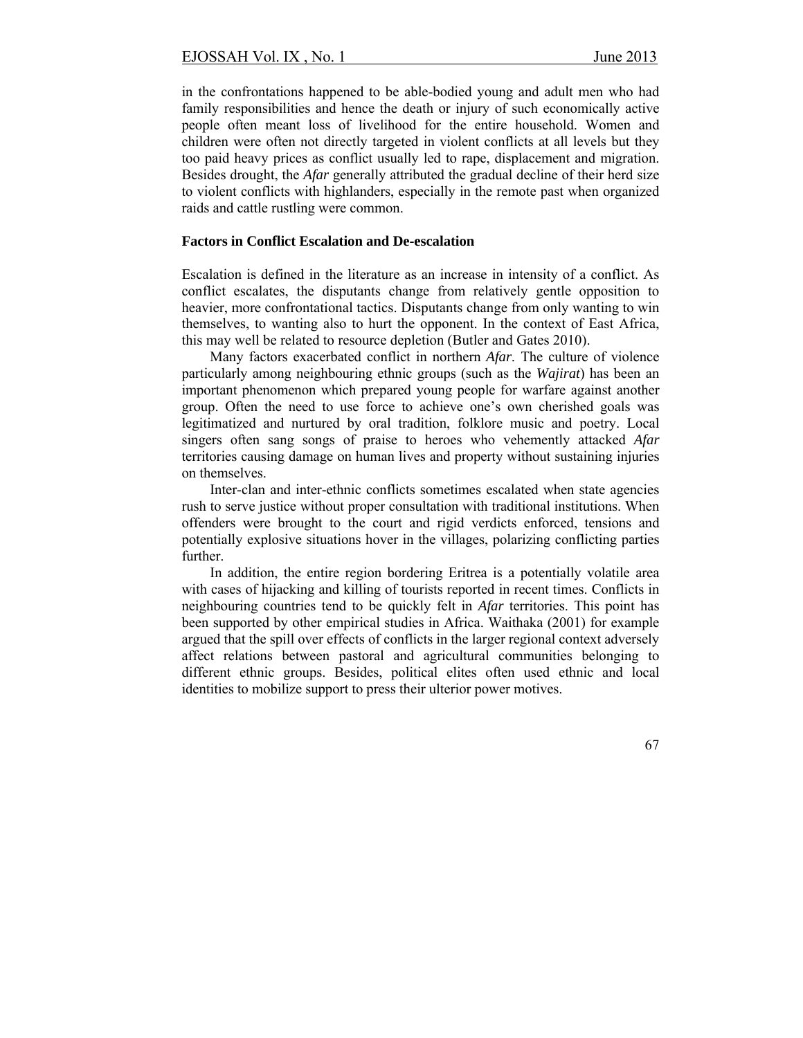in the confrontations happened to be able-bodied young and adult men who had family responsibilities and hence the death or injury of such economically active people often meant loss of livelihood for the entire household. Women and children were often not directly targeted in violent conflicts at all levels but they too paid heavy prices as conflict usually led to rape, displacement and migration. Besides drought, the *Afar* generally attributed the gradual decline of their herd size to violent conflicts with highlanders, especially in the remote past when organized raids and cattle rustling were common.

**Factors in Conflict Escalation and De-escalation**

Escalation is defined in the literature as an increase in intensity of a conflict. As conflict escalates, the disputants change from relatively gentle opposition to heavier, more confrontational tactics. Disputants change from only wanting to win themselves, to wanting also to hurt the opponent. In the context of East Africa, this may well be related to resource depletion (Butler and Gates 2010).

Many factors exacerbated conflict in northern *Afar*. The culture of violence particularly among neighbouring ethnic groups (such as the *Wajirat*) has been an important phenomenon which prepared young people for warfare against another group. Often the need to use force to achieve one's own cherished goals was legitimatized and nurtured by oral tradition, folklore music and poetry. Local singers often sang songs of praise to heroes who vehemently attacked *Afar* territories causing damage on human lives and property without sustaining injuries on themselves.

Inter-clan and inter-ethnic conflicts sometimes escalated when state agencies rush to serve justice without proper consultation with traditional institutions. When offenders were brought to the court and rigid verdicts enforced, tensions and potentially explosive situations hover in the villages, polarizing conflicting parties further.

In addition, the entire region bordering Eritrea is a potentially volatile area with cases of hijacking and killing of tourists reported in recent times. Conflicts in neighbouring countries tend to be quickly felt in *Afar* territories. This point has been supported by other empirical studies in Africa. Waithaka (2001) for example argued that the spill over effects of conflicts in the larger regional context adversely affect relations between pastoral and agricultural communities belonging to different ethnic groups. Besides, political elites often used ethnic and local identities to mobilize support to press their ulterior power motives.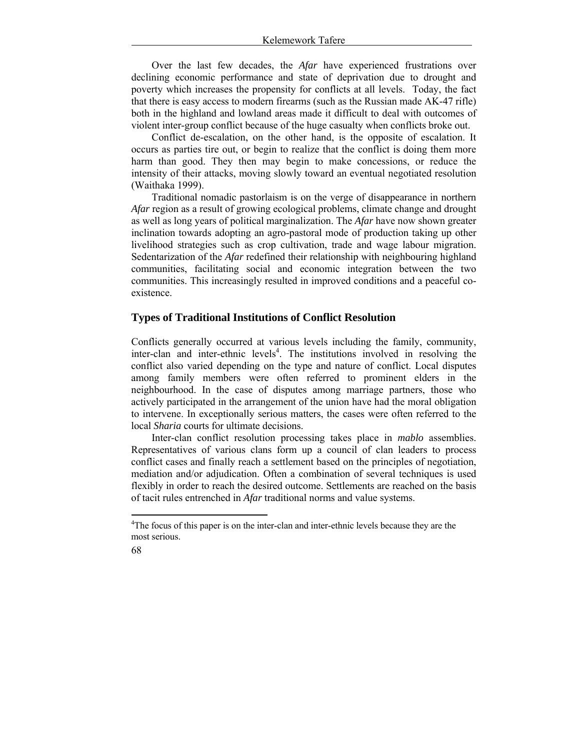Over the last few decades, the *Afar* have experienced frustrations over declining economic performance and state of deprivation due to drought and poverty which increases the propensity for conflicts at all levels. Today, the fact that there is easy access to modern firearms (such as the Russian made AK-47 rifle) both in the highland and lowland areas made it difficult to deal with outcomes of violent inter-group conflict because of the huge casualty when conflicts broke out.

Conflict de-escalation, on the other hand, is the opposite of escalation. It occurs as parties tire out, or begin to realize that the conflict is doing them more harm than good. They then may begin to make concessions, or reduce the intensity of their attacks, moving slowly toward an eventual negotiated resolution (Waithaka 1999).

Traditional nomadic pastorlaism is on the verge of disappearance in northern *Afar* region as a result of growing ecological problems, climate change and drought as well as long years of political marginalization. The *Afar* have now shown greater inclination towards adopting an agro-pastoral mode of production taking up other livelihood strategies such as crop cultivation, trade and wage labour migration. Sedentarization of the *Afar* redefined their relationship with neighbouring highland communities, facilitating social and economic integration between the two communities. This increasingly resulted in improved conditions and a peaceful co-existence.

## Types of Traditional Institutions of Conflict Resolution

Conflicts generally occurred at various levels including the family, community, inter-clan and inter-ethnic levels[4]. The institutions involved in resolving the conflict also varied depending on the type and nature of conflict. Local disputes among family members were often referred to prominent elders in the neighbourhood. In the case of disputes among marriage partners, those who actively participated in the arrangement of the union have had the moral obligation to intervene. In exceptionally serious matters, the cases were often referred to the local *Sharia* courts for ultimate decisions.

Inter-clan conflict resolution processing takes place in *mablo* assemblies. Representatives of various clans form up a council of clan leaders to process conflict cases and finally reach a settlement based on the principles of negotiation, mediation and/or adjudication. Often a combination of several techniques is used flexibly in order to reach the desired outcome. Settlements are reached on the basis of tacit rules entrenched in *Afar* traditional norms and value systems.

[4] The focus of this paper is on the inter-clan and inter-ethnic levels because they are the most serious.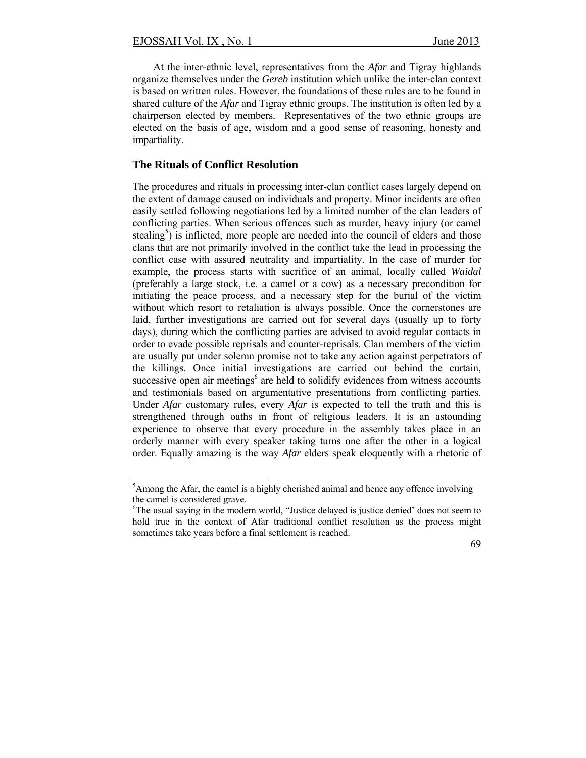At the inter-ethnic level, representatives from the *Afar* and Tigray highlands organize themselves under the *Gereb* institution which unlike the inter-clan context is based on written rules. However, the foundations of these rules are to be found in shared culture of the *Afar* and Tigray ethnic groups. The institution is often led by a chairperson elected by members. Representatives of the two ethnic groups are elected on the basis of age, wisdom and a good sense of reasoning, honesty and impartiality.

## The Rituals of Conflict Resolution

The procedures and rituals in processing inter-clan conflict cases largely depend on the extent of damage caused on individuals and property. Minor incidents are often easily settled following negotiations led by a limited number of the clan leaders of conflicting parties. When serious offences such as murder, heavy injury (or camel stealing[5]) is inflicted, more people are needed into the council of elders and those clans that are not primarily involved in the conflict take the lead in processing the conflict case with assured neutrality and impartiality. In the case of murder for example, the process starts with sacrifice of an animal, locally called *Waidal* (preferably a large stock, i.e. a camel or a cow) as a necessary precondition for initiating the peace process, and a necessary step for the burial of the victim without which resort to retaliation is always possible. Once the cornerstones are laid, further investigations are carried out for several days (usually up to forty days), during which the conflicting parties are advised to avoid regular contacts in order to evade possible reprisals and counter-reprisals. Clan members of the victim are usually put under solemn promise not to take any action against perpetrators of the killings. Once initial investigations are carried out behind the curtain, successive open air meetings[6] are held to solidify evidences from witness accounts and testimonials based on argumentative presentations from conflicting parties. Under *Afar* customary rules, every *Afar* is expected to tell the truth and this is strengthened through oaths in front of religious leaders. It is an astounding experience to observe that every procedure in the assembly takes place in an orderly manner with every speaker taking turns one after the other in a logical order. Equally amazing is the way *Afar* elders speak eloquently with a rhetoric of

---

[5]Among the Afar, the camel is a highly cherished animal and hence any offence involving the camel is considered grave.

[6]The usual saying in the modern world, "Justice delayed is justice denied' does not seem to hold true in the context of Afar traditional conflict resolution as the process might sometimes take years before a final settlement is reached.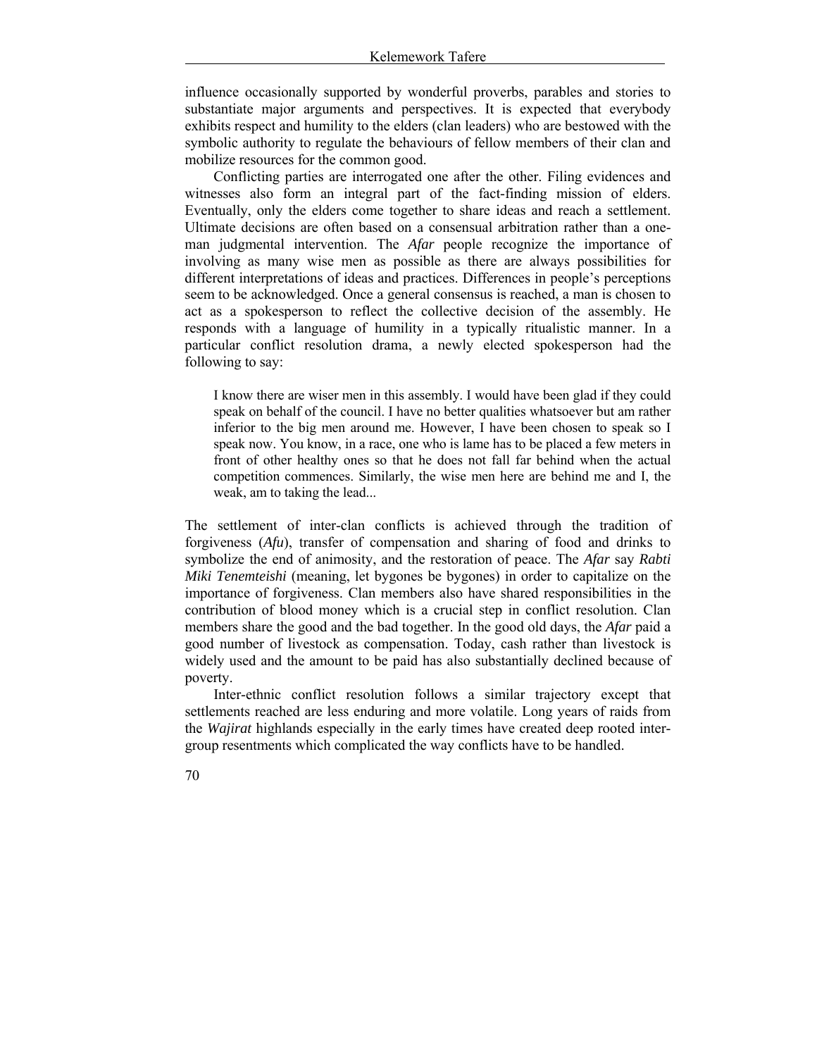influence occasionally supported by wonderful proverbs, parables and stories to substantiate major arguments and perspectives. It is expected that everybody exhibits respect and humility to the elders (clan leaders) who are bestowed with the symbolic authority to regulate the behaviours of fellow members of their clan and mobilize resources for the common good.

Conflicting parties are interrogated one after the other. Filing evidences and witnesses also form an integral part of the fact-finding mission of elders. Eventually, only the elders come together to share ideas and reach a settlement. Ultimate decisions are often based on a consensual arbitration rather than a one-man judgmental intervention. The *Afar* people recognize the importance of involving as many wise men as possible as there are always possibilities for different interpretations of ideas and practices. Differences in people's perceptions seem to be acknowledged. Once a general consensus is reached, a man is chosen to act as a spokesperson to reflect the collective decision of the assembly. He responds with a language of humility in a typically ritualistic manner. In a particular conflict resolution drama, a newly elected spokesperson had the following to say:

> I know there are wiser men in this assembly. I would have been glad if they could speak on behalf of the council. I have no better qualities whatsoever but am rather inferior to the big men around me. However, I have been chosen to speak so I speak now. You know, in a race, one who is lame has to be placed a few meters in front of other healthy ones so that he does not fall far behind when the actual competition commences. Similarly, the wise men here are behind me and I, the weak, am to taking the lead...

The settlement of inter-clan conflicts is achieved through the tradition of forgiveness (*Afu*), transfer of compensation and sharing of food and drinks to symbolize the end of animosity, and the restoration of peace. The *Afar* say *Rabti Miki Tenemteishi* (meaning, let bygones be bygones) in order to capitalize on the importance of forgiveness. Clan members also have shared responsibilities in the contribution of blood money which is a crucial step in conflict resolution. Clan members share the good and the bad together. In the good old days, the *Afar* paid a good number of livestock as compensation. Today, cash rather than livestock is widely used and the amount to be paid has also substantially declined because of poverty.

Inter-ethnic conflict resolution follows a similar trajectory except that settlements reached are less enduring and more volatile. Long years of raids from the *Wajirat* highlands especially in the early times have created deep rooted inter-group resentments which complicated the way conflicts have to be handled.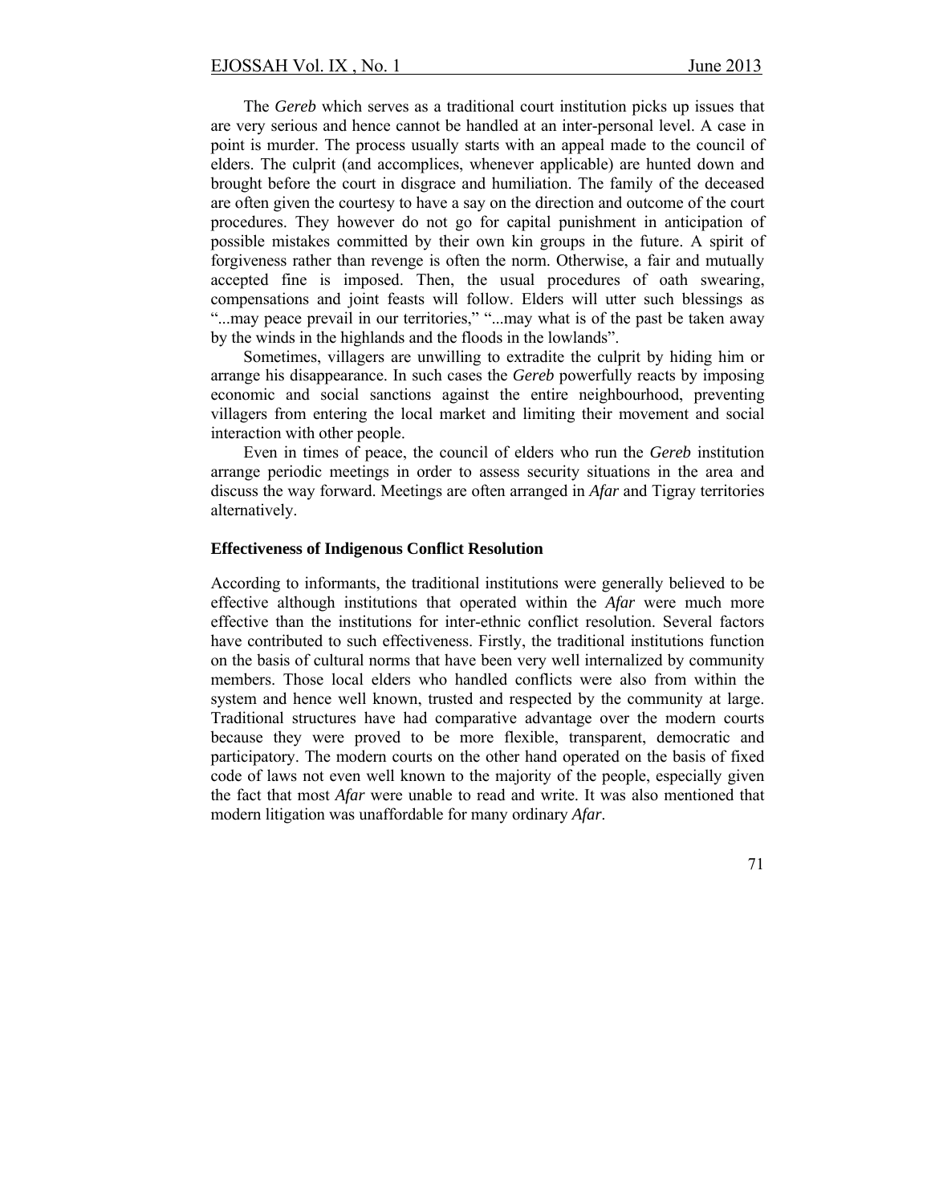The *Gereb* which serves as a traditional court institution picks up issues that are very serious and hence cannot be handled at an inter-personal level. A case in point is murder. The process usually starts with an appeal made to the council of elders. The culprit (and accomplices, whenever applicable) are hunted down and brought before the court in disgrace and humiliation. The family of the deceased are often given the courtesy to have a say on the direction and outcome of the court procedures. They however do not go for capital punishment in anticipation of possible mistakes committed by their own kin groups in the future. A spirit of forgiveness rather than revenge is often the norm. Otherwise, a fair and mutually accepted fine is imposed. Then, the usual procedures of oath swearing, compensations and joint feasts will follow. Elders will utter such blessings as "...may peace prevail in our territories," "...may what is of the past be taken away by the winds in the highlands and the floods in the lowlands".

Sometimes, villagers are unwilling to extradite the culprit by hiding him or arrange his disappearance. In such cases the *Gereb* powerfully reacts by imposing economic and social sanctions against the entire neighbourhood, preventing villagers from entering the local market and limiting their movement and social interaction with other people.

Even in times of peace, the council of elders who run the *Gereb* institution arrange periodic meetings in order to assess security situations in the area and discuss the way forward. Meetings are often arranged in *Afar* and Tigray territories alternatively.

### Effectiveness of Indigenous Conflict Resolution

According to informants, the traditional institutions were generally believed to be effective although institutions that operated within the *Afar* were much more effective than the institutions for inter-ethnic conflict resolution. Several factors have contributed to such effectiveness. Firstly, the traditional institutions function on the basis of cultural norms that have been very well internalized by community members. Those local elders who handled conflicts were also from within the system and hence well known, trusted and respected by the community at large. Traditional structures have had comparative advantage over the modern courts because they were proved to be more flexible, transparent, democratic and participatory. The modern courts on the other hand operated on the basis of fixed code of laws not even well known to the majority of the people, especially given the fact that most *Afar* were unable to read and write. It was also mentioned that modern litigation was unaffordable for many ordinary *Afar*.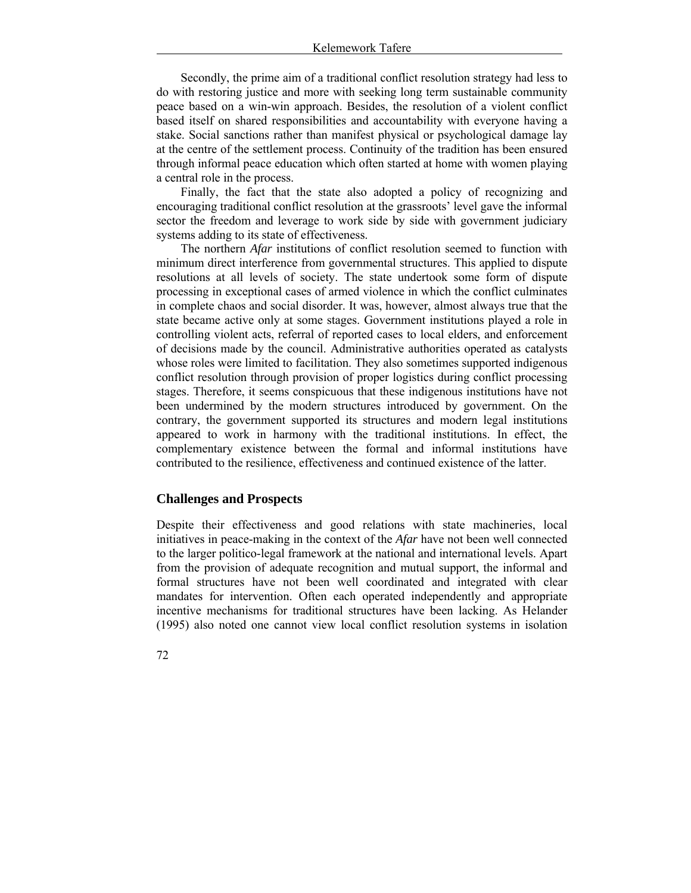Secondly, the prime aim of a traditional conflict resolution strategy had less to do with restoring justice and more with seeking long term sustainable community peace based on a win-win approach. Besides, the resolution of a violent conflict based itself on shared responsibilities and accountability with everyone having a stake. Social sanctions rather than manifest physical or psychological damage lay at the centre of the settlement process. Continuity of the tradition has been ensured through informal peace education which often started at home with women playing a central role in the process.

Finally, the fact that the state also adopted a policy of recognizing and encouraging traditional conflict resolution at the grassroots' level gave the informal sector the freedom and leverage to work side by side with government judiciary systems adding to its state of effectiveness.

The northern *Afar* institutions of conflict resolution seemed to function with minimum direct interference from governmental structures. This applied to dispute resolutions at all levels of society. The state undertook some form of dispute processing in exceptional cases of armed violence in which the conflict culminates in complete chaos and social disorder. It was, however, almost always true that the state became active only at some stages. Government institutions played a role in controlling violent acts, referral of reported cases to local elders, and enforcement of decisions made by the council. Administrative authorities operated as catalysts whose roles were limited to facilitation. They also sometimes supported indigenous conflict resolution through provision of proper logistics during conflict processing stages. Therefore, it seems conspicuous that these indigenous institutions have not been undermined by the modern structures introduced by government. On the contrary, the government supported its structures and modern legal institutions appeared to work in harmony with the traditional institutions. In effect, the complementary existence between the formal and informal institutions have contributed to the resilience, effectiveness and continued existence of the latter.

## Challenges and Prospects

Despite their effectiveness and good relations with state machineries, local initiatives in peace-making in the context of the *Afar* have not been well connected to the larger politico-legal framework at the national and international levels. Apart from the provision of adequate recognition and mutual support, the informal and formal structures have not been well coordinated and integrated with clear mandates for intervention. Often each operated independently and appropriate incentive mechanisms for traditional structures have been lacking. As Helander (1995) also noted one cannot view local conflict resolution systems in isolation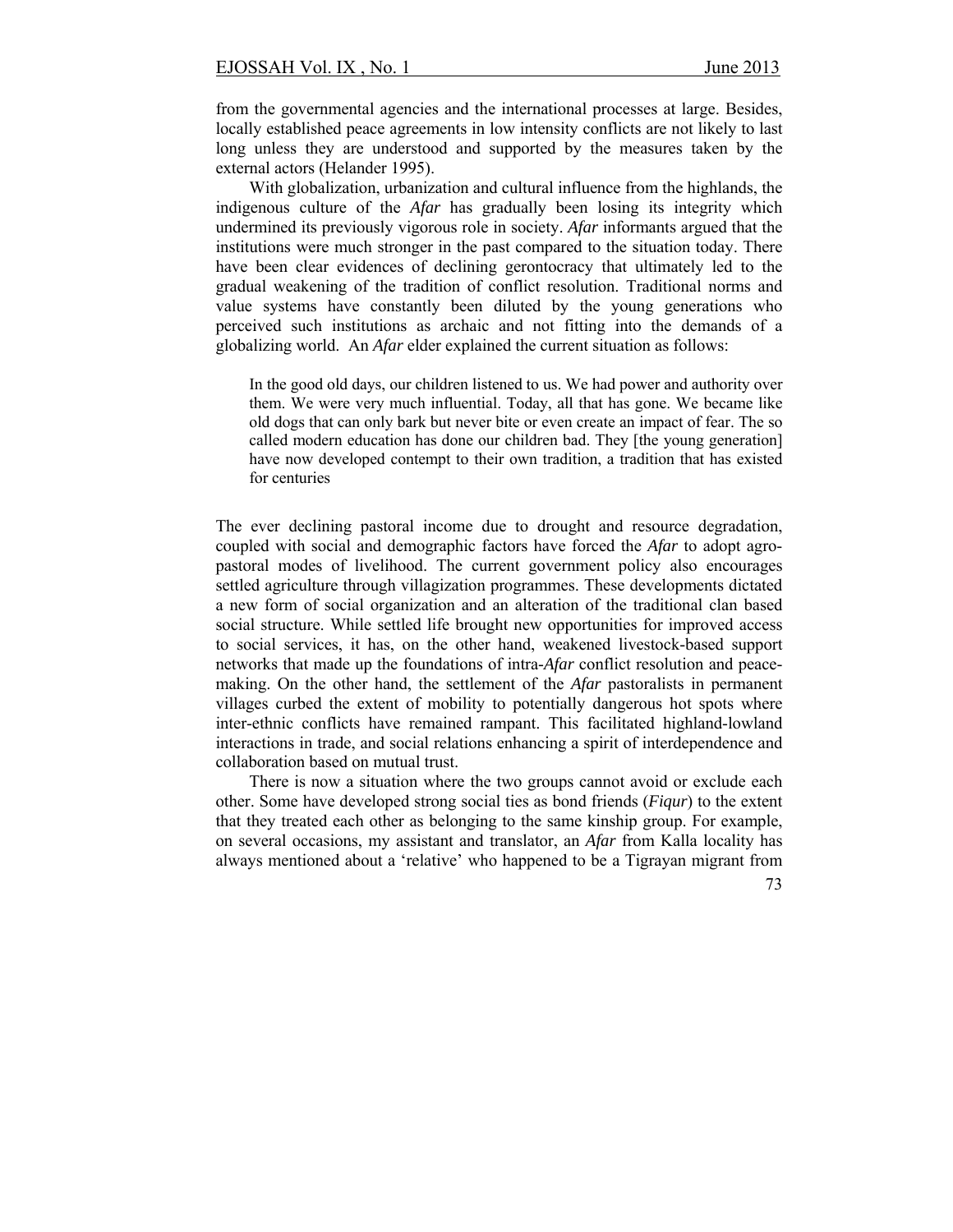from the governmental agencies and the international processes at large. Besides, locally established peace agreements in low intensity conflicts are not likely to last long unless they are understood and supported by the measures taken by the external actors (Helander 1995).

With globalization, urbanization and cultural influence from the highlands, the indigenous culture of the *Afar* has gradually been losing its integrity which undermined its previously vigorous role in society. *Afar* informants argued that the institutions were much stronger in the past compared to the situation today. There have been clear evidences of declining gerontocracy that ultimately led to the gradual weakening of the tradition of conflict resolution. Traditional norms and value systems have constantly been diluted by the young generations who perceived such institutions as archaic and not fitting into the demands of a globalizing world. An *Afar* elder explained the current situation as follows:

> In the good old days, our children listened to us. We had power and authority over them. We were very much influential. Today, all that has gone. We became like old dogs that can only bark but never bite or even create an impact of fear. The so called modern education has done our children bad. They [the young generation] have now developed contempt to their own tradition, a tradition that has existed for centuries

The ever declining pastoral income due to drought and resource degradation, coupled with social and demographic factors have forced the *Afar* to adopt agro-pastoral modes of livelihood. The current government policy also encourages settled agriculture through villagization programmes. These developments dictated a new form of social organization and an alteration of the traditional clan based social structure. While settled life brought new opportunities for improved access to social services, it has, on the other hand, weakened livestock-based support networks that made up the foundations of intra-*Afar* conflict resolution and peace-making. On the other hand, the settlement of the *Afar* pastoralists in permanent villages curbed the extent of mobility to potentially dangerous hot spots where inter-ethnic conflicts have remained rampant. This facilitated highland-lowland interactions in trade, and social relations enhancing a spirit of interdependence and collaboration based on mutual trust.

There is now a situation where the two groups cannot avoid or exclude each other. Some have developed strong social ties as bond friends (*Fiqur*) to the extent that they treated each other as belonging to the same kinship group. For example, on several occasions, my assistant and translator, an *Afar* from Kalla locality has always mentioned about a 'relative' who happened to be a Tigrayan migrant from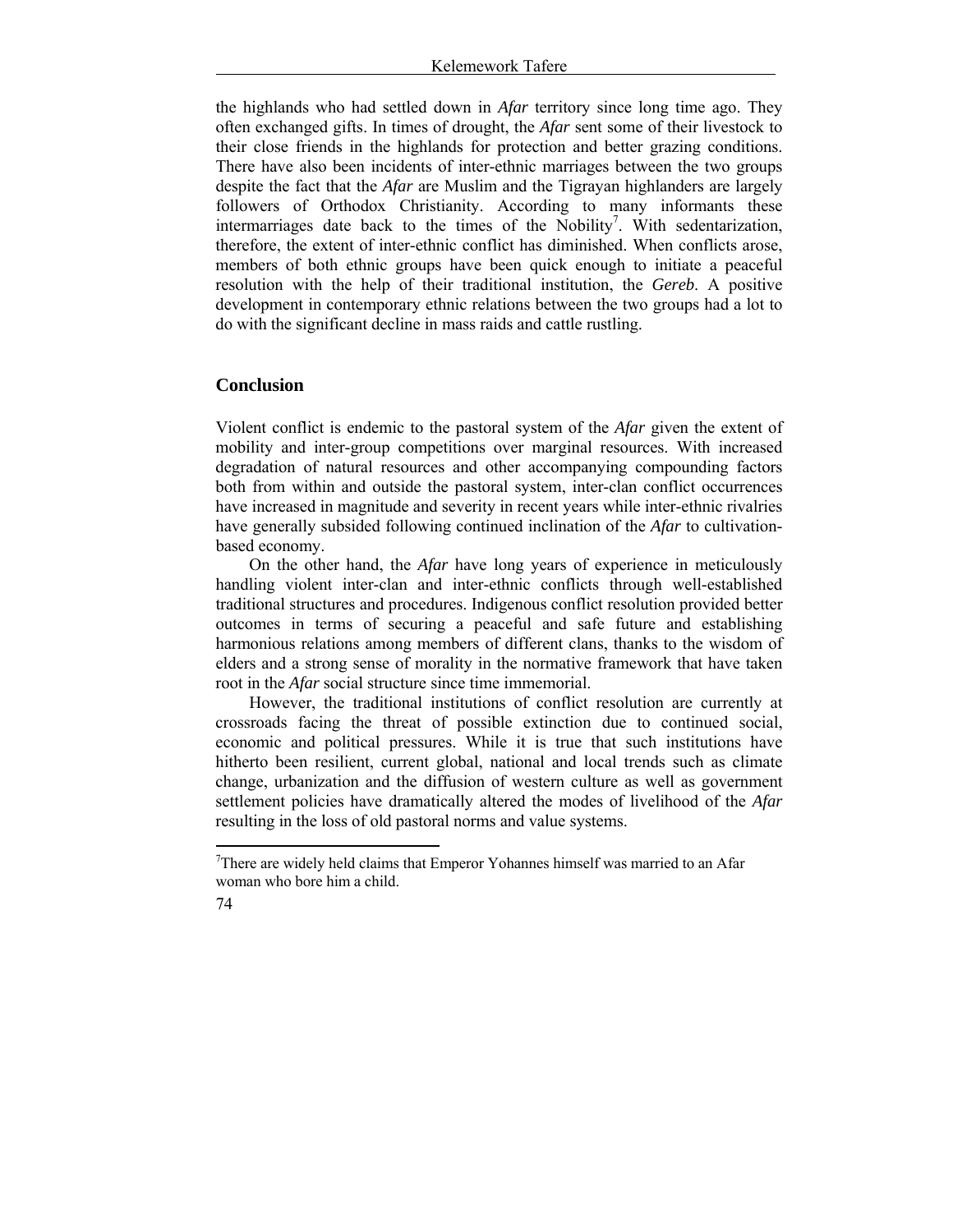the highlands who had settled down in *Afar* territory since long time ago. They often exchanged gifts. In times of drought, the *Afar* sent some of their livestock to their close friends in the highlands for protection and better grazing conditions. There have also been incidents of inter-ethnic marriages between the two groups despite the fact that the *Afar* are Muslim and the Tigrayan highlanders are largely followers of Orthodox Christianity. According to many informants these intermarriages date back to the times of the Nobility[7]. With sedentarization, therefore, the extent of inter-ethnic conflict has diminished. When conflicts arose, members of both ethnic groups have been quick enough to initiate a peaceful resolution with the help of their traditional institution, the *Gereb*. A positive development in contemporary ethnic relations between the two groups had a lot to do with the significant decline in mass raids and cattle rustling.

## Conclusion

Violent conflict is endemic to the pastoral system of the *Afar* given the extent of mobility and inter-group competitions over marginal resources. With increased degradation of natural resources and other accompanying compounding factors both from within and outside the pastoral system, inter-clan conflict occurrences have increased in magnitude and severity in recent years while inter-ethnic rivalries have generally subsided following continued inclination of the *Afar* to cultivation-based economy.

On the other hand, the *Afar* have long years of experience in meticulously handling violent inter-clan and inter-ethnic conflicts through well-established traditional structures and procedures. Indigenous conflict resolution provided better outcomes in terms of securing a peaceful and safe future and establishing harmonious relations among members of different clans, thanks to the wisdom of elders and a strong sense of morality in the normative framework that have taken root in the *Afar* social structure since time immemorial.

However, the traditional institutions of conflict resolution are currently at crossroads facing the threat of possible extinction due to continued social, economic and political pressures. While it is true that such institutions have hitherto been resilient, current global, national and local trends such as climate change, urbanization and the diffusion of western culture as well as government settlement policies have dramatically altered the modes of livelihood of the *Afar* resulting in the loss of old pastoral norms and value systems.

---

[7]There are widely held claims that Emperor Yohannes himself was married to an Afar woman who bore him a child.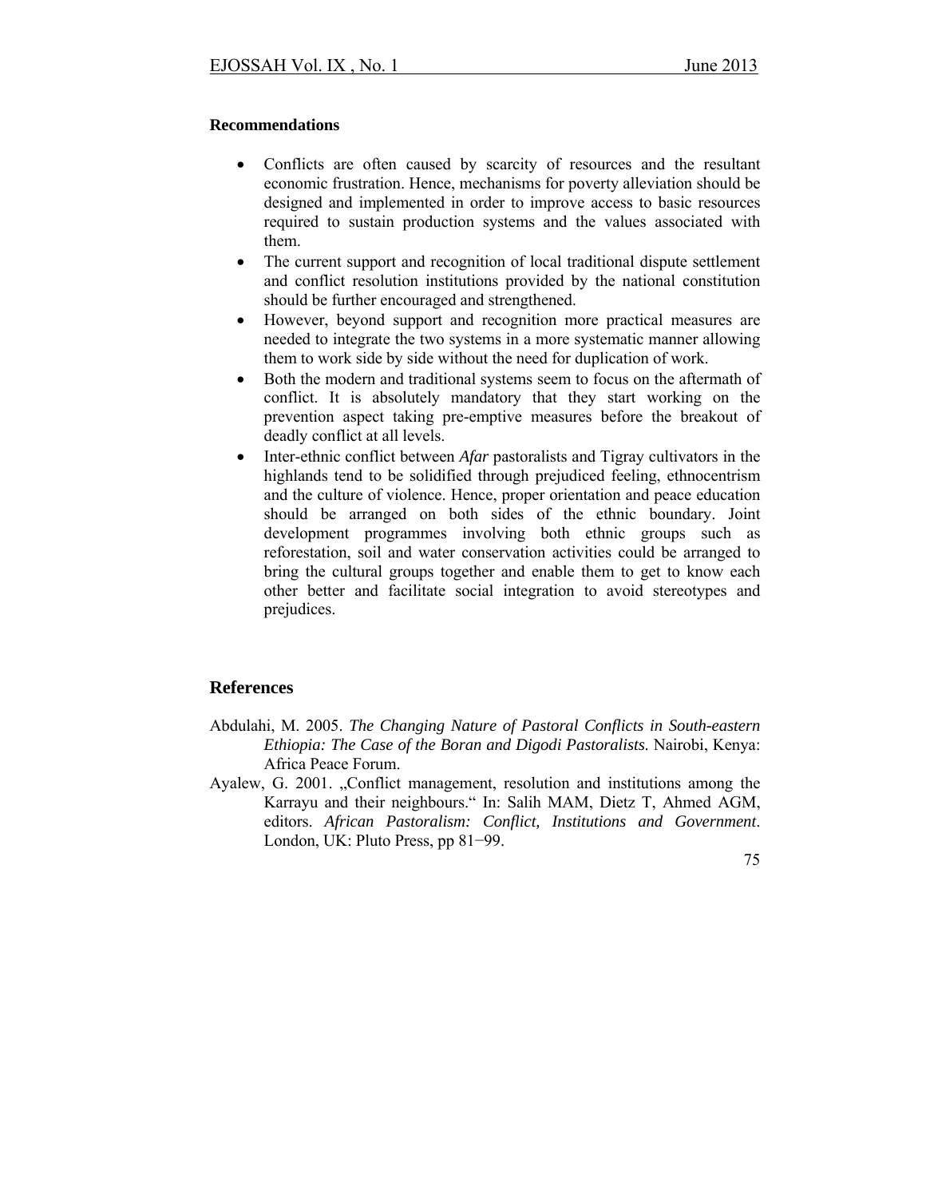**Recommendations**

- Conflicts are often caused by scarcity of resources and the resultant economic frustration. Hence, mechanisms for poverty alleviation should be designed and implemented in order to improve access to basic resources required to sustain production systems and the values associated with them.
- The current support and recognition of local traditional dispute settlement and conflict resolution institutions provided by the national constitution should be further encouraged and strengthened.
- However, beyond support and recognition more practical measures are needed to integrate the two systems in a more systematic manner allowing them to work side by side without the need for duplication of work.
- Both the modern and traditional systems seem to focus on the aftermath of conflict. It is absolutely mandatory that they start working on the prevention aspect taking pre-emptive measures before the breakout of deadly conflict at all levels.
- Inter-ethnic conflict between *Afar* pastoralists and Tigray cultivators in the highlands tend to be solidified through prejudiced feeling, ethnocentrism and the culture of violence. Hence, proper orientation and peace education should be arranged on both sides of the ethnic boundary. Joint development programmes involving both ethnic groups such as reforestation, soil and water conservation activities could be arranged to bring the cultural groups together and enable them to get to know each other better and facilitate social integration to avoid stereotypes and prejudices.

## References

Abdulahi, M. 2005. *The Changing Nature of Pastoral Conflicts in South-eastern Ethiopia: The Case of the Boran and Digodi Pastoralists*. Nairobi, Kenya: Africa Peace Forum.

Ayalew, G. 2001. „Conflict management, resolution and institutions among the Karrayu and their neighbours." In: Salih MAM, Dietz T, Ahmed AGM, editors. *African Pastoralism: Conflict, Institutions and Government*. London, UK: Pluto Press, pp 81−99.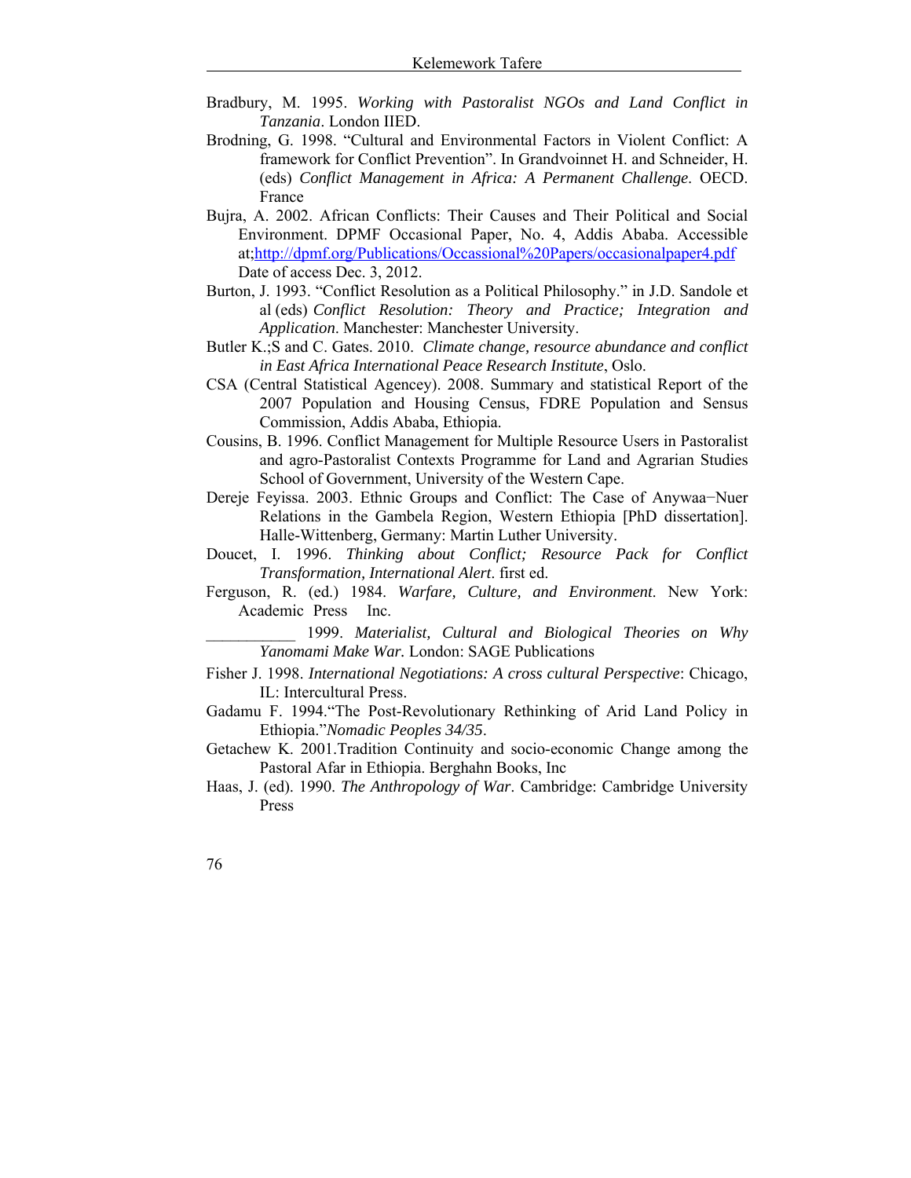Bradbury, M. 1995. *Working with Pastoralist NGOs and Land Conflict in Tanzania*. London IIED.

Brodning, G. 1998. "Cultural and Environmental Factors in Violent Conflict: A framework for Conflict Prevention". In Grandvoinnet H. and Schneider, H. (eds) *Conflict Management in Africa: A Permanent Challenge*. OECD. France

Bujra, A. 2002. African Conflicts: Their Causes and Their Political and Social Environment. DPMF Occasional Paper, No. 4, Addis Ababa. Accessible at;http://dpmf.org/Publications/Occassional%20Papers/occasionalpaper4.pdf Date of access Dec. 3, 2012.

Burton, J. 1993. "Conflict Resolution as a Political Philosophy." in J.D. Sandole et al (eds) *Conflict Resolution: Theory and Practice; Integration and Application*. Manchester: Manchester University.

Butler K.;S and C. Gates. 2010. *Climate change, resource abundance and conflict in East Africa International Peace Research Institute*, Oslo.

CSA (Central Statistical Agencey). 2008. Summary and statistical Report of the 2007 Population and Housing Census, FDRE Population and Sensus Commission, Addis Ababa, Ethiopia.

Cousins, B. 1996. Conflict Management for Multiple Resource Users in Pastoralist and agro-Pastoralist Contexts Programme for Land and Agrarian Studies School of Government, University of the Western Cape.

Dereje Feyissa. 2003. Ethnic Groups and Conflict: The Case of Anywaa−Nuer Relations in the Gambela Region, Western Ethiopia [PhD dissertation]. Halle-Wittenberg, Germany: Martin Luther University.

Doucet, I. 1996. *Thinking about Conflict; Resource Pack for Conflict Transformation, International Alert*. first ed.

Ferguson, R. (ed.) 1984. *Warfare, Culture, and Environment*. New York: Academic Press Inc.

___________ 1999. *Materialist, Cultural and Biological Theories on Why Yanomami Make War.* London: SAGE Publications

Fisher J. 1998. *International Negotiations: A cross cultural Perspective*: Chicago, IL: Intercultural Press.

Gadamu F. 1994."The Post-Revolutionary Rethinking of Arid Land Policy in Ethiopia."*Nomadic Peoples 34/35*.

Getachew K. 2001.Tradition Continuity and socio-economic Change among the Pastoral Afar in Ethiopia. Berghahn Books, Inc

Haas, J. (ed). 1990. *The Anthropology of War*. Cambridge: Cambridge University Press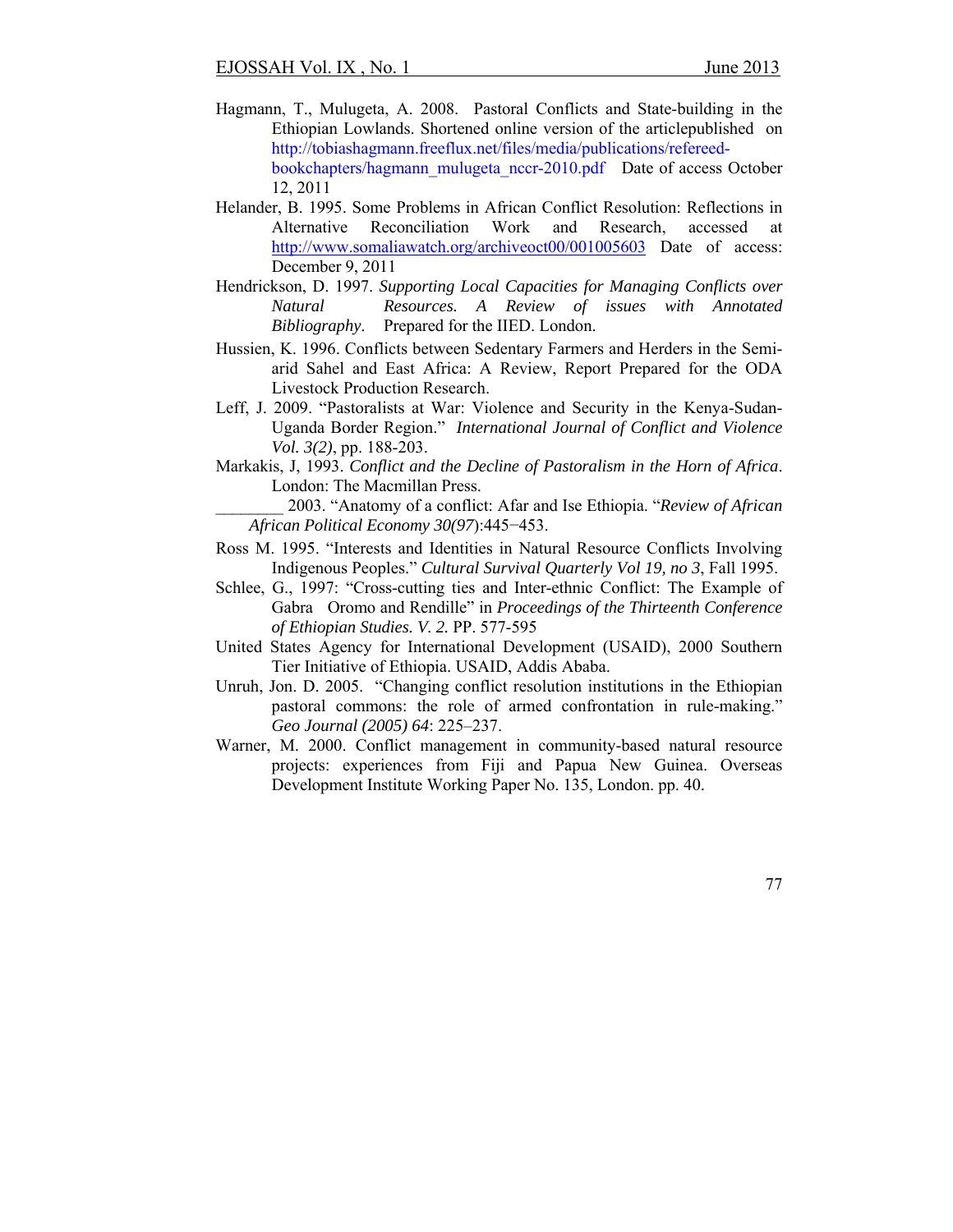Hagmann, T., Mulugeta, A. 2008. Pastoral Conflicts and State-building in the Ethiopian Lowlands. Shortened online version of the articlepublished on http://tobiashagmann.freeflux.net/files/media/publications/refereed-bookchapters/hagmann_mulugeta_nccr-2010.pdf Date of access October 12, 2011

Helander, B. 1995. Some Problems in African Conflict Resolution: Reflections in Alternative Reconciliation Work and Research, accessed at http://www.somaliawatch.org/archiveoct00/001005603 Date of access: December 9, 2011

Hendrickson, D. 1997. *Supporting Local Capacities for Managing Conflicts over Natural Resources. A Review of issues with Annotated Bibliography*. Prepared for the IIED. London.

Hussien, K. 1996. Conflicts between Sedentary Farmers and Herders in the Semi-arid Sahel and East Africa: A Review, Report Prepared for the ODA Livestock Production Research.

Leff, J. 2009. "Pastoralists at War: Violence and Security in the Kenya-Sudan-Uganda Border Region." *International Journal of Conflict and Violence Vol. 3(2)*, pp. 188-203.

Markakis, J, 1993. *Conflict and the Decline of Pastoralism in the Horn of Africa*. London: The Macmillan Press.

________ 2003. "Anatomy of a conflict: Afar and Ise Ethiopia. "*Review of African African Political Economy 30(97)*:445−453.

Ross M. 1995. "Interests and Identities in Natural Resource Conflicts Involving Indigenous Peoples." *Cultural Survival Quarterly Vol 19, no 3*, Fall 1995.

Schlee, G., 1997: "Cross-cutting ties and Inter-ethnic Conflict: The Example of Gabra Oromo and Rendille" in *Proceedings of the Thirteenth Conference of Ethiopian Studies. V. 2.* PP. 577-595

United States Agency for International Development (USAID), 2000 Southern Tier Initiative of Ethiopia. USAID, Addis Ababa.

Unruh, Jon. D. 2005. "Changing conflict resolution institutions in the Ethiopian pastoral commons: the role of armed confrontation in rule-making." *Geo Journal (2005) 64*: 225–237.

Warner, M. 2000. Conflict management in community-based natural resource projects: experiences from Fiji and Papua New Guinea. Overseas Development Institute Working Paper No. 135, London. pp. 40.